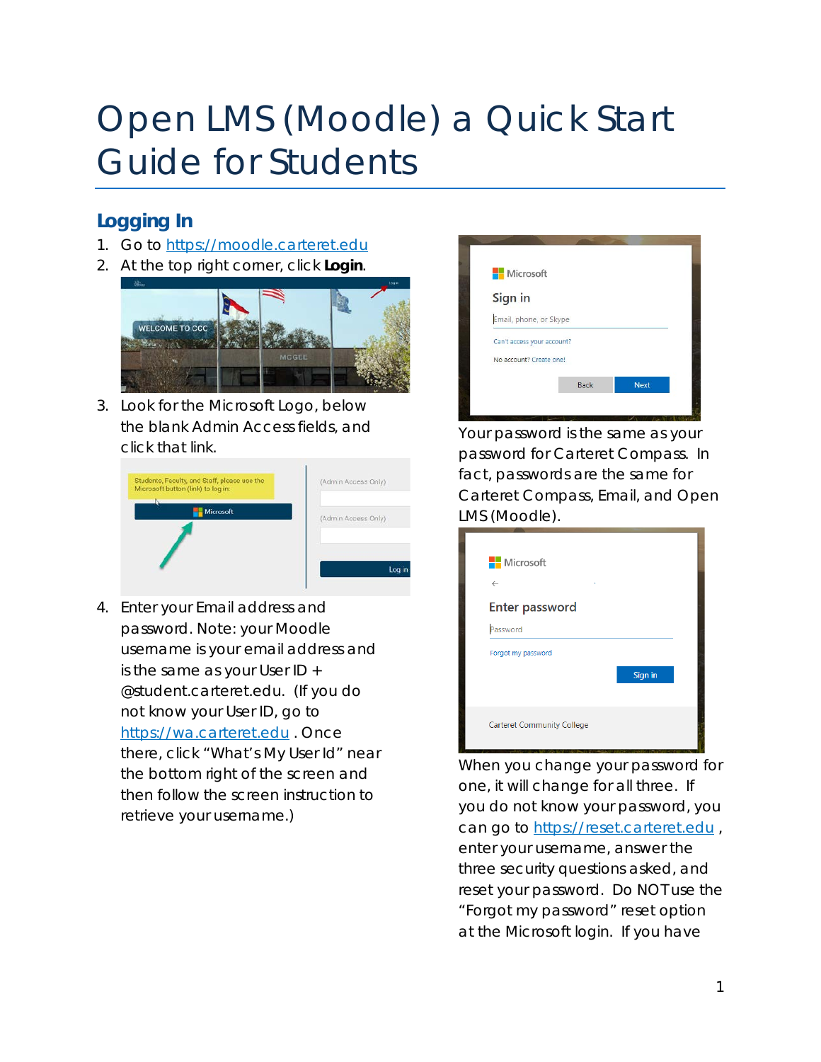# Open LMS (Moodle) a Quick Start Guide for Students

## Logging In

1. Go to https://moodle.carteret.edu
2. At the top right corner, click **Login**.
3. Look for the Microsoft Logo, below the blank Admin Access fields, and click that link.
4. Enter your Email address and password. Note: your Moodle username is your email address and is the same as your User ID + @student.carteret.edu. (If you do not know your User ID, go to https://wa.carteret.edu . Once there, click "What's My User Id" near the bottom right of the screen and then follow the screen instruction to retrieve your username.)

Your password is the same as your password for Carteret Compass. In fact, passwords are the same for Carteret Compass, Email, and Open LMS (Moodle).

When you change your password for one, it will change for all three. If you do not know your password, you can go to https://reset.carteret.edu , enter your username, answer the three security questions asked, and reset your password. Do NOT use the "Forgot my password" reset option at the Microsoft login. If you have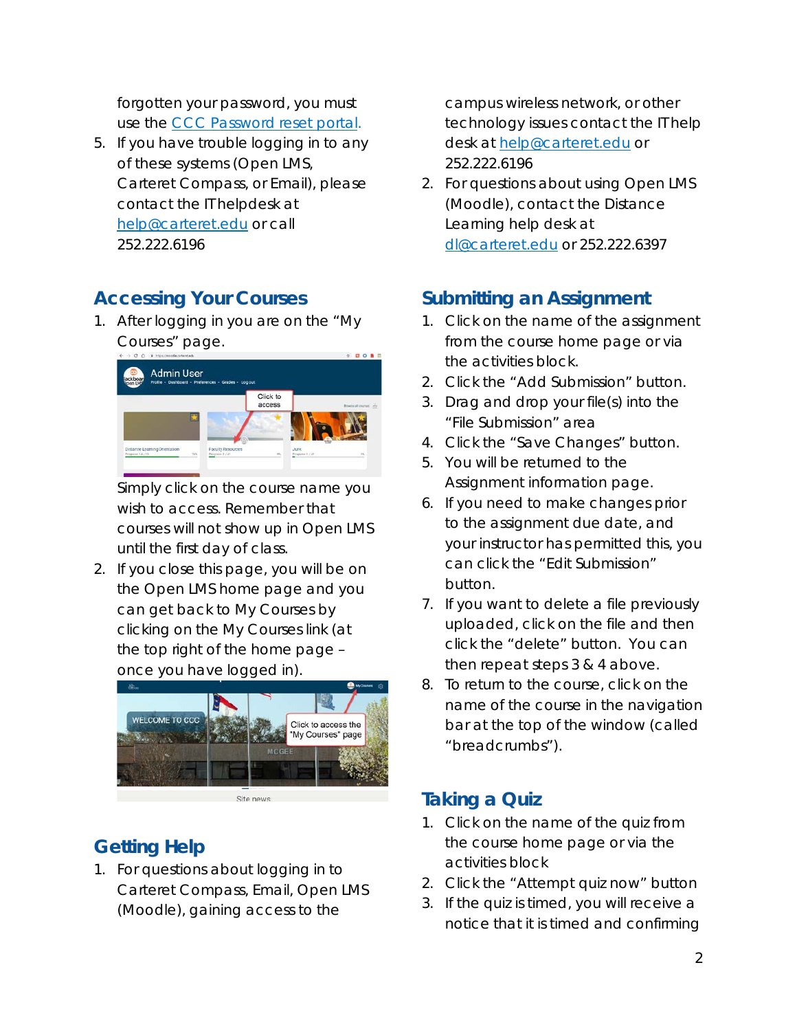forgotten your password, you must use the CCC Password reset portal.

5. If you have trouble logging in to any of these systems (Open LMS, Carteret Compass, or Email), please contact the IThelpdesk at help@carteret.edu or call 252.222.6196

## Accessing Your Courses

1. After logging in you are on the "My Courses" page.

   Simply click on the course name you wish to access. Remember that courses will not show up in Open LMS until the first day of class.

2. If you close this page, you will be on the Open LMS home page and you can get back to My Courses by clicking on the My Courses link (at the top right of the home page – once you have logged in).

## Getting Help

1. For questions about logging in to Carteret Compass, Email, Open LMS (Moodle), gaining access to the campus wireless network, or other technology issues contact the IThelp desk at help@carteret.edu or 252.222.6196
2. For questions about using Open LMS (Moodle), contact the Distance Learning help desk at dl@carteret.edu or 252.222.6397

## Submitting an Assignment

1. Click on the name of the assignment from the course home page or via the activities block.
2. Click the "Add Submission" button.
3. Drag and drop your file(s) into the "File Submission" area
4. Click the "Save Changes" button.
5. You will be returned to the Assignment information page.
6. If you need to make changes prior to the assignment due date, and your instructor has permitted this, you can click the "Edit Submission" button.
7. If you want to delete a file previously uploaded, click on the file and then click the "delete" button. You can then repeat steps 3 & 4 above.
8. To return to the course, click on the name of the course in the navigation bar at the top of the window (called "breadcrumbs").

## Taking a Quiz

1. Click on the name of the quiz from the course home page or via the activities block
2. Click the "Attempt quiz now" button
3. If the quiz is timed, you will receive a notice that it is timed and confirming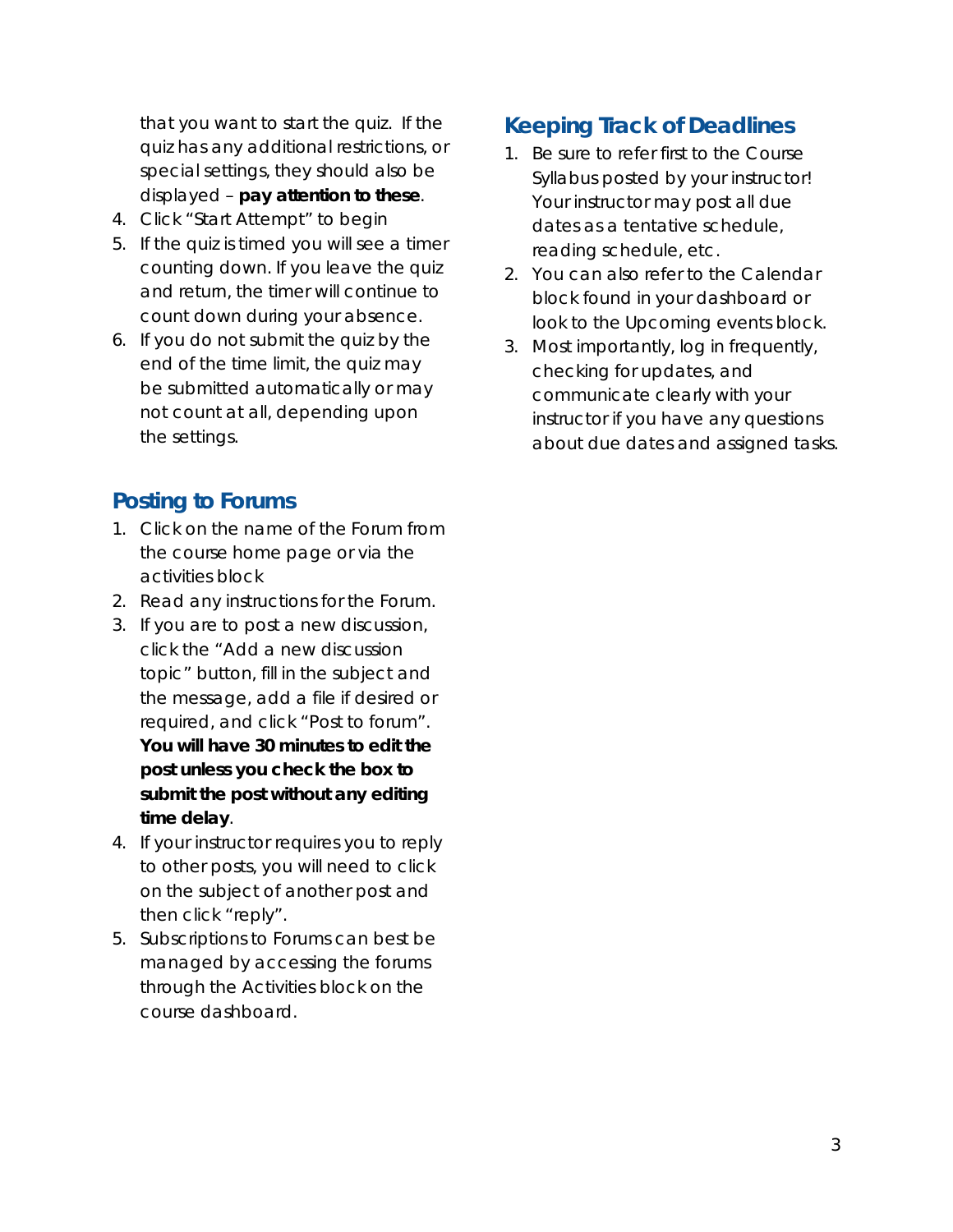that you want to start the quiz. If the quiz has any additional restrictions, or special settings, they should also be displayed – **pay attention to these**.

4. Click "Start Attempt" to begin
5. If the quiz is timed you will see a timer counting down. If you leave the quiz and return, the timer will continue to count down during your absence.
6. If you do not submit the quiz by the end of the time limit, the quiz may be submitted automatically or may not count at all, depending upon the settings.

## Posting to Forums

1. Click on the name of the Forum from the course home page or via the activities block
2. Read any instructions for the Forum.
3. If you are to post a new discussion, click the "Add a new discussion topic" button, fill in the subject and the message, add a file if desired or required, and click "Post to forum". **You will have 30 minutes to edit the post unless you check the box to submit the post without any editing time delay**.
4. If your instructor requires you to reply to other posts, you will need to click on the subject of another post and then click "reply".
5. Subscriptions to Forums can best be managed by accessing the forums through the Activities block on the course dashboard.

## Keeping Track of Deadlines

1. Be sure to refer first to the Course Syllabus posted by your instructor! Your instructor may post all due dates as a tentative schedule, reading schedule, etc.
2. You can also refer to the Calendar block found in your dashboard or look to the Upcoming events block.
3. Most importantly, log in frequently, checking for updates, and communicate clearly with your instructor if you have any questions about due dates and assigned tasks.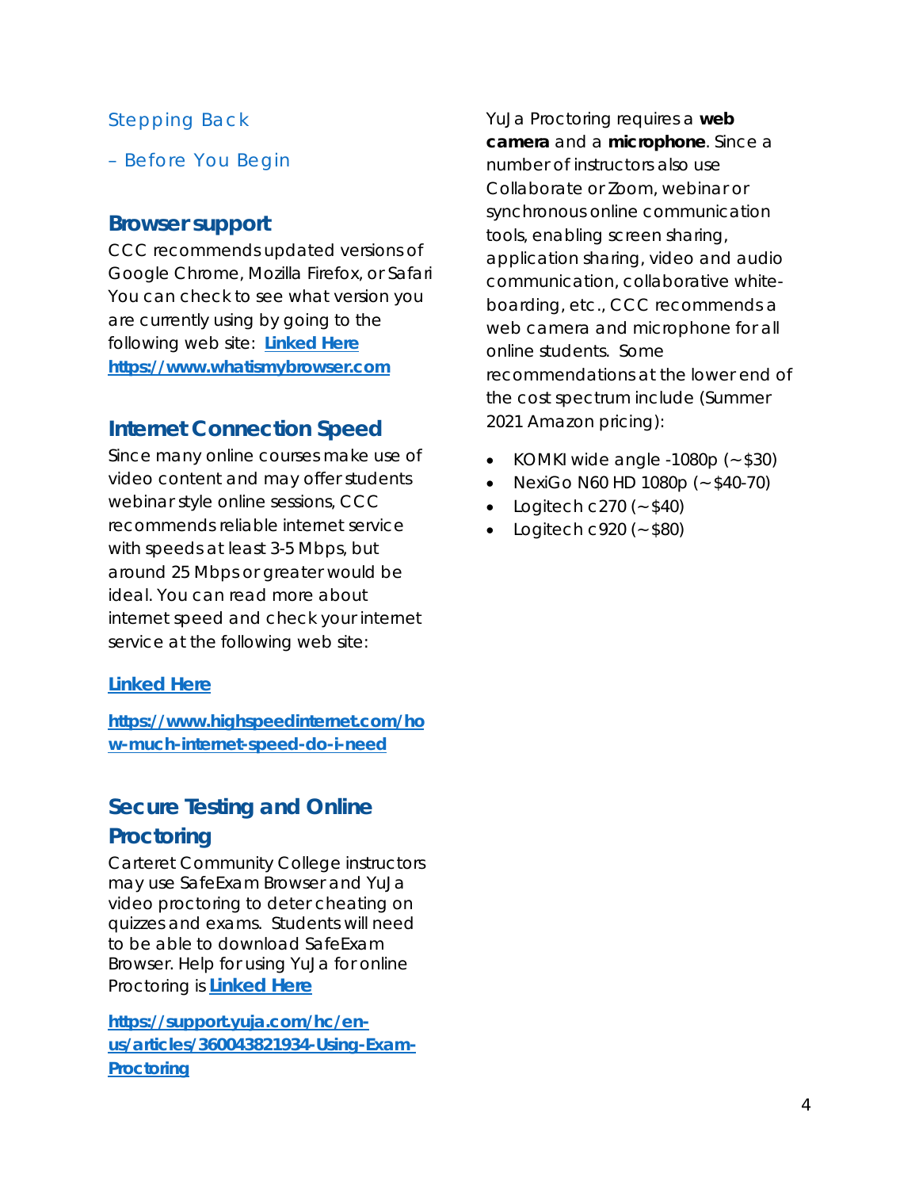Stepping Back

– Before You Begin

## Browser support

CCC recommends updated versions of Google Chrome, Mozilla Firefox, or Safari You can check to see what version you are currently using by going to the following web site: **Linked Here**
**https://www.whatismybrowser.com**

## Internet Connection Speed

Since many online courses make use of video content and may offer students webinar style online sessions, CCC recommends reliable internet service with speeds at least 3-5 Mbps, but around 25 Mbps or greater would be ideal. You can read more about internet speed and check your internet service at the following web site:

**Linked Here**

**https://www.highspeedinternet.com/how-much-internet-speed-do-i-need**

## Secure Testing and Online Proctoring

Carteret Community College instructors may use SafeExam Browser and YuJa video proctoring to deter cheating on quizzes and exams. Students will need to be able to download SafeExam Browser. Help for using YuJa for online Proctoring is **Linked Here**

**https://support.yuja.com/hc/en-us/articles/360043821934-Using-Exam-Proctoring**

YuJa Proctoring requires a **web camera** and a **microphone**. Since a number of instructors also use Collaborate or Zoom, webinar or synchronous online communication tools, enabling screen sharing, application sharing, video and audio communication, collaborative white-boarding, etc., CCC recommends a web camera and microphone for all online students. Some recommendations at the lower end of the cost spectrum include (Summer 2021 Amazon pricing):

- KOMKI wide angle -1080p (~$30)
- NexiGo N60 HD 1080p (~$40-70)
- Logitech c270 (~$40)
- Logitech c920 (~$80)